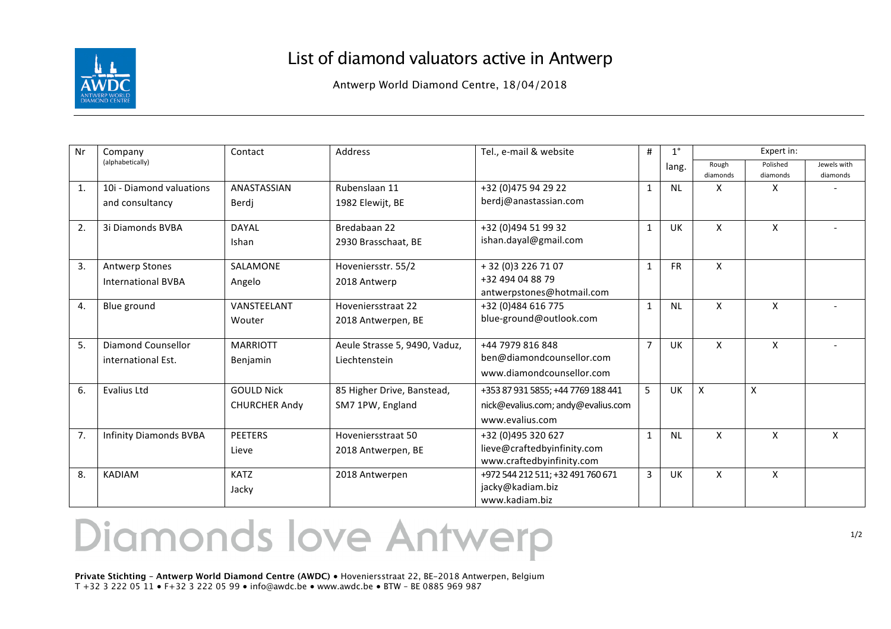# List of diamond valuators active in Antwerp

Antwerp World Diamond Centre, 18/04/2018

| Nr | Company (alphabetically) | Contact | Address | Tel., e-mail & website | # | 1° lang. | Expert in: | | |
|---|---|---|---|---|---|---|---|---|---|
| | | | | | | | Rough diamonds | Polished diamonds | Jewels with diamonds |
| 1. | 10i - Diamond valuations and consultancy | ANASTASSIAN Berdj | Rubenslaan 11 1982 Elewijt, BE | +32 (0)475 94 29 22 berdj@anastassian.com | 1 | NL | X | X | - |
| 2. | 3i Diamonds BVBA | DAYAL Ishan | Bredabaan 22 2930 Brasschaat, BE | +32 (0)494 51 99 32 ishan.dayal@gmail.com | 1 | UK | X | X | - |
| 3. | Antwerp Stones International BVBA | SALAMONE Angelo | Hoveniersstr. 55/2 2018 Antwerp | + 32 (0)3 226 71 07 +32 494 04 88 79 antwerpstones@hotmail.com | 1 | FR | X | | |
| 4. | Blue ground | VANSTEELANT Wouter | Hoveniersstraat 22 2018 Antwerpen, BE | +32 (0)484 616 775 blue-ground@outlook.com | 1 | NL | X | X | - |
| 5. | Diamond Counsellor international Est. | MARRIOTT Benjamin | Aeule Strasse 5, 9490, Vaduz, Liechtenstein | +44 7979 816 848 ben@diamondcounsellor.com www.diamondcounsellor.com | 7 | UK | X | X | - |
| 6. | Evalius Ltd | GOULD Nick CHURCHER Andy | 85 Higher Drive, Banstead, SM7 1PW, England | +353 87 931 5855; +44 7769 188 441 nick@evalius.com; andy@evalius.com www.evalius.com | 5 | UK | X | X | |
| 7. | Infinity Diamonds BVBA | PEETERS Lieve | Hoveniersstraat 50 2018 Antwerpen, BE | +32 (0)495 320 627 lieve@craftedbyinfinity.com www.craftedbyinfinity.com | 1 | NL | X | X | X |
| 8. | KADIAM | KATZ Jacky | 2018 Antwerpen | +972 544 212 511; +32 491 760 671 jacky@kadiam.biz www.kadiam.biz | 3 | UK | X | X | |

Diamonds love Antwerp

**Private Stichting – Antwerp World Diamond Centre (AWDC)** • Hoveniersstraat 22, BE-2018 Antwerpen, Belgium
T +32 3 222 05 11 • F+32 3 222 05 99 • info@awdc.be • www.awdc.be • BTW – BE 0885 969 987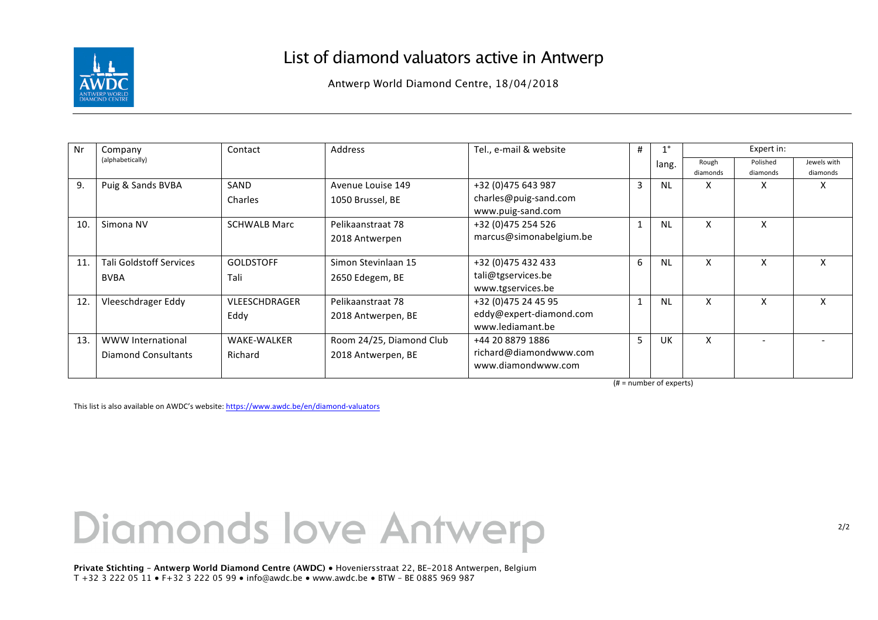# List of diamond valuators active in Antwerp

Antwerp World Diamond Centre, 18/04/2018

| Nr | Company (alphabetically) | Contact | Address | Tel., e-mail & website | # | 1° lang. | Expert in: | | |
|---|---|---|---|---|---|---|---|---|---|
| | | | | | | | Rough diamonds | Polished diamonds | Jewels with diamonds |
| 9. | Puig & Sands BVBA | SAND Charles | Avenue Louise 149 1050 Brussel, BE | +32 (0)475 643 987 charles@puig-sand.com www.puig-sand.com | 3 | NL | X | X | X |
| 10. | Simona NV | SCHWALB Marc | Pelikaanstraat 78 2018 Antwerpen | +32 (0)475 254 526 marcus@simonabelgium.be | 1 | NL | X | X | |
| 11. | Tali Goldstoff Services BVBA | GOLDSTOFF Tali | Simon Stevinlaan 15 2650 Edegem, BE | +32 (0)475 432 433 tali@tgservices.be www.tgservices.be | 6 | NL | X | X | X |
| 12. | Vleeschdrager Eddy | VLEESCHDRAGER Eddy | Pelikaanstraat 78 2018 Antwerpen, BE | +32 (0)475 24 45 95 eddy@expert-diamond.com www.lediamant.be | 1 | NL | X | X | X |
| 13. | WWW International Diamond Consultants | WAKE-WALKER Richard | Room 24/25, Diamond Club 2018 Antwerpen, BE | +44 20 8879 1886 richard@diamondwww.com www.diamondwww.com | 5 | UK | X | - | - |

(# = number of experts)

This list is also available on AWDC's website: https://www.awdc.be/en/diamond-valuators

Diamonds love Antwerp

**Private Stichting – Antwerp World Diamond Centre (AWDC)** • Hoveniersstraat 22, BE–2018 Antwerpen, Belgium
T +32 3 222 05 11 • F+32 3 222 05 99 • info@awdc.be • www.awdc.be • BTW – BE 0885 969 987